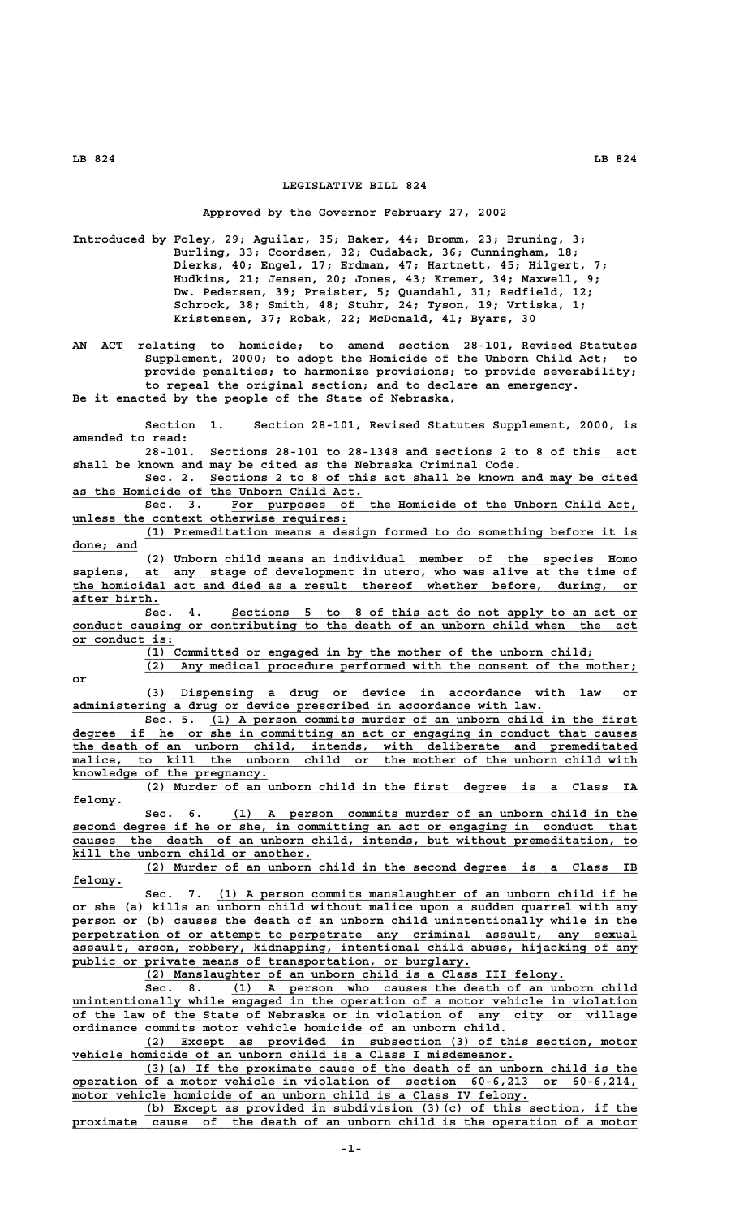# LEGISLATIVE BILL 824

Approved by the Governor February 27, 2002

Introduced by Foley, 29; Aguilar, 35; Baker, 44; Bromm, 23; Bruning, 3; Burling, 33; Coordsen, 32; Cudaback, 36; Cunningham, 18; Dierks, 40; Engel, 17; Erdman, 47; Hartnett, 45; Hilgert, 7; Hudkins, 21; Jensen, 20; Jones, 43; Kremer, 34; Maxwell, 9; Dw. Pedersen, 39; Preister, 5; Quandahl, 31; Redfield, 12; Schrock, 38; Smith, 48; Stuhr, 24; Tyson, 19; Vrtiska, 1; Kristensen, 37; Robak, 22; McDonald, 41; Byars, 30

AN ACT relating to homicide; to amend section 28-101, Revised Statutes Supplement, 2000; to adopt the Homicide of the Unborn Child Act; to provide penalties; to harmonize provisions; to provide severability; to repeal the original section; and to declare an emergency.

Be it enacted by the people of the State of Nebraska,

Section 1. Section 28-101, Revised Statutes Supplement, 2000, is amended to read:

28-101. Sections 28-101 to 28-1348 and sections 2 to 8 of this act shall be known and may be cited as the Nebraska Criminal Code.

Sec. 2. Sections 2 to 8 of this act shall be known and may be cited as the Homicide of the Unborn Child Act.

Sec. 3. For purposes of the Homicide of the Unborn Child Act, unless the context otherwise requires:

(1) Premeditation means a design formed to do something before it is done; and

(2) Unborn child means an individual member of the species Homo sapiens, at any stage of development in utero, who was alive at the time of the homicidal act and died as a result thereof whether before, during, or after birth.

Sec. 4. Sections 5 to 8 of this act do not apply to an act or conduct causing or contributing to the death of an unborn child when the act or conduct is:

(1) Committed or engaged in by the mother of the unborn child;

(2) Any medical procedure performed with the consent of the mother; or

(3) Dispensing a drug or device in accordance with law or administering a drug or device prescribed in accordance with law.

Sec. 5. (1) A person commits murder of an unborn child in the first degree if he or she in committing an act or engaging in conduct that causes the death of an unborn child, intends, with deliberate and premeditated malice, to kill the unborn child or the mother of the unborn child with knowledge of the pregnancy.

(2) Murder of an unborn child in the first degree is a Class IA felony.

Sec. 6. (1) A person commits murder of an unborn child in the second degree if he or she, in committing an act or engaging in conduct that causes the death of an unborn child, intends, but without premeditation, to kill the unborn child or another.

(2) Murder of an unborn child in the second degree is a Class IB felony.

Sec. 7. (1) A person commits manslaughter of an unborn child if he or she (a) kills an unborn child without malice upon a sudden quarrel with any person or (b) causes the death of an unborn child unintentionally while in the perpetration of or attempt to perpetrate any criminal assault, any sexual assault, arson, robbery, kidnapping, intentional child abuse, hijacking of any public or private means of transportation, or burglary.

(2) Manslaughter of an unborn child is a Class III felony.

Sec. 8. (1) A person who causes the death of an unborn child unintentionally while engaged in the operation of a motor vehicle in violation of the law of the State of Nebraska or in violation of any city or village ordinance commits motor vehicle homicide of an unborn child.

(2) Except as provided in subsection (3) of this section, motor vehicle homicide of an unborn child is a Class I misdemeanor.

(3)(a) If the proximate cause of the death of an unborn child is the operation of a motor vehicle in violation of section 60-6,213 or 60-6,214, motor vehicle homicide of an unborn child is a Class IV felony.

(b) Except as provided in subdivision (3)(c) of this section, if the proximate cause of the death of an unborn child is the operation of a motor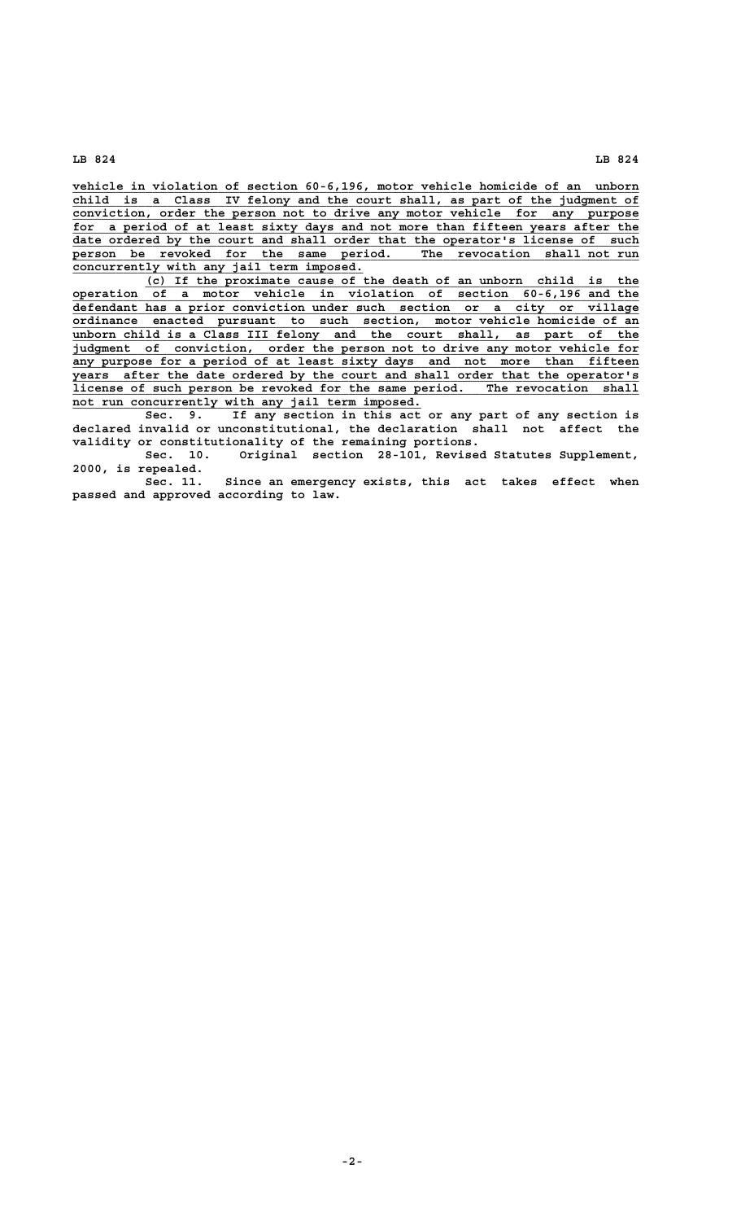vehicle in violation of section 60-6,196, motor vehicle homicide of an unborn child is a Class IV felony and the court shall, as part of the judgment of conviction, order the person not to drive any motor vehicle for any purpose for a period of at least sixty days and not more than fifteen years after the date ordered by the court and shall order that the operator's license of such person be revoked for the same period. The revocation shall not run concurrently with any jail term imposed.

(c) If the proximate cause of the death of an unborn child is the operation of a motor vehicle in violation of section 60-6,196 and the defendant has a prior conviction under such section or a city or village ordinance enacted pursuant to such section, motor vehicle homicide of an unborn child is a Class III felony and the court shall, as part of the judgment of conviction, order the person not to drive any motor vehicle for any purpose for a period of at least sixty days and not more than fifteen years after the date ordered by the court and shall order that the operator's license of such person be revoked for the same period. The revocation shall not run concurrently with any jail term imposed.

Sec. 9. If any section in this act or any part of any section is declared invalid or unconstitutional, the declaration shall not affect the validity or constitutionality of the remaining portions.

Sec. 10. Original section 28-101, Revised Statutes Supplement, 2000, is repealed.

Sec. 11. Since an emergency exists, this act takes effect when passed and approved according to law.